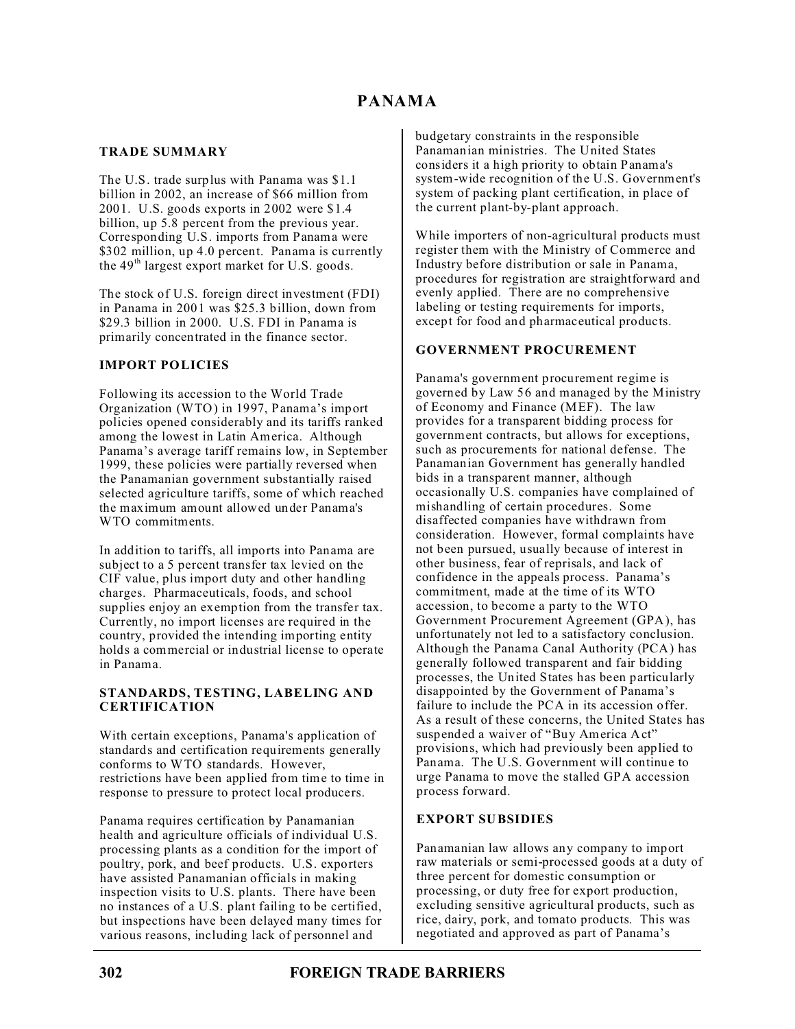# PANAMA

## TRADE SUMMARY

The U.S. trade surplus with Panama was $1.1 billion in 2002, an increase of $66 million from 2001. U.S. goods exports in 2002 were $1.4 billion, up 5.8 percent from the previous year. Corresponding U.S. imports from Panama were $302 million, up 4.0 percent. Panama is currently the 49th largest export market for U.S. goods.

The stock of U.S. foreign direct investment (FDI) in Panama in 2001 was $25.3 billion, down from $29.3 billion in 2000. U.S. FDI in Panama is primarily concentrated in the finance sector.

## IMPORT POLICIES

Following its accession to the World Trade Organization (WTO) in 1997, Panama's import policies opened considerably and its tariffs ranked among the lowest in Latin America. Although Panama's average tariff remains low, in September 1999, these policies were partially reversed when the Panamanian government substantially raised selected agriculture tariffs, some of which reached the maximum amount allowed under Panama's WTO commitments.

In addition to tariffs, all imports into Panama are subject to a 5 percent transfer tax levied on the CIF value, plus import duty and other handling charges. Pharmaceuticals, foods, and school supplies enjoy an exemption from the transfer tax. Currently, no import licenses are required in the country, provided the intending importing entity holds a commercial or industrial license to operate in Panama.

## STANDARDS, TESTING, LABELING AND CERTIFICATION

With certain exceptions, Panama's application of standards and certification requirements generally conforms to WTO standards. However, restrictions have been applied from time to time in response to pressure to protect local producers.

Panama requires certification by Panamanian health and agriculture officials of individual U.S. processing plants as a condition for the import of poultry, pork, and beef products. U.S. exporters have assisted Panamanian officials in making inspection visits to U.S. plants. There have been no instances of a U.S. plant failing to be certified, but inspections have been delayed many times for various reasons, including lack of personnel and budgetary constraints in the responsible Panamanian ministries. The United States considers it a high priority to obtain Panama's system-wide recognition of the U.S. Government's system of packing plant certification, in place of the current plant-by-plant approach.

While importers of non-agricultural products must register them with the Ministry of Commerce and Industry before distribution or sale in Panama, procedures for registration are straightforward and evenly applied. There are no comprehensive labeling or testing requirements for imports, except for food and pharmaceutical products.

## GOVERNMENT PROCUREMENT

Panama's government procurement regime is governed by Law 56 and managed by the Ministry of Economy and Finance (MEF). The law provides for a transparent bidding process for government contracts, but allows for exceptions, such as procurements for national defense. The Panamanian Government has generally handled bids in a transparent manner, although occasionally U.S. companies have complained of mishandling of certain procedures. Some disaffected companies have withdrawn from consideration. However, formal complaints have not been pursued, usually because of interest in other business, fear of reprisals, and lack of confidence in the appeals process. Panama's commitment, made at the time of its WTO accession, to become a party to the WTO Government Procurement Agreement (GPA), has unfortunately not led to a satisfactory conclusion. Although the Panama Canal Authority (PCA) has generally followed transparent and fair bidding processes, the United States has been particularly disappointed by the Government of Panama's failure to include the PCA in its accession offer. As a result of these concerns, the United States has suspended a waiver of "Buy America Act" provisions, which had previously been applied to Panama. The U.S. Government will continue to urge Panama to move the stalled GPA accession process forward.

## EXPORT SUBSIDIES

Panamanian law allows any company to import raw materials or semi-processed goods at a duty of three percent for domestic consumption or processing, or duty free for export production, excluding sensitive agricultural products, such as rice, dairy, pork, and tomato products. This was negotiated and approved as part of Panama's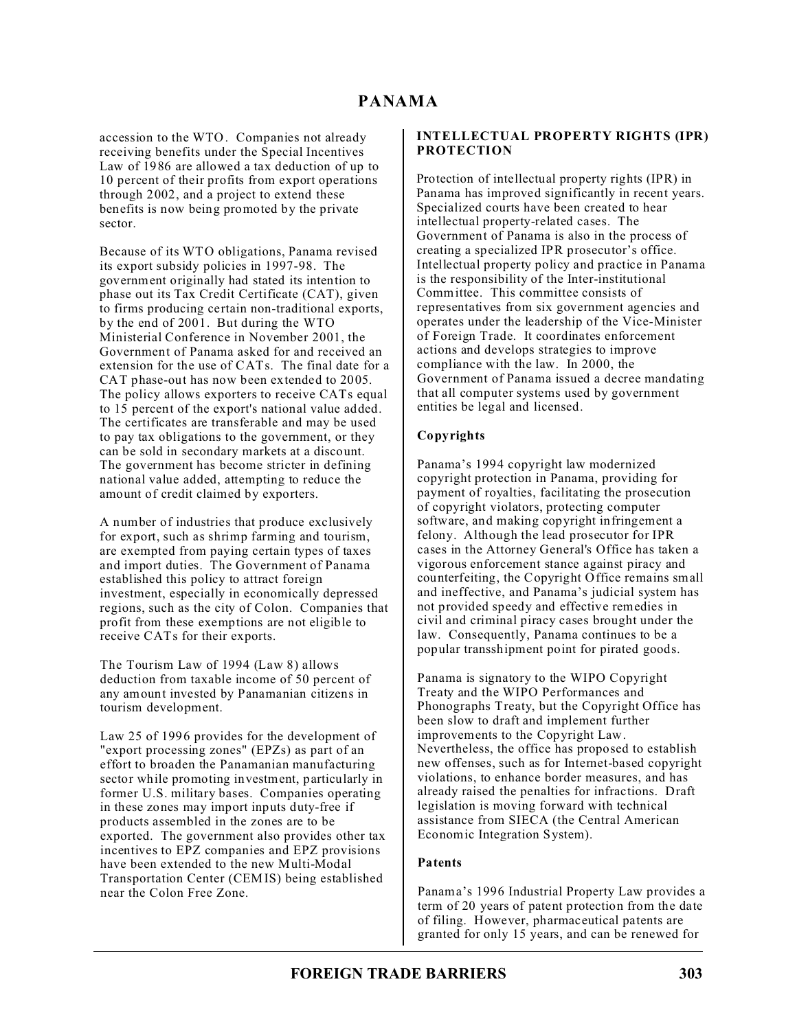accession to the WTO. Companies not already receiving benefits under the Special Incentives Law of 1986 are allowed a tax deduction of up to 10 percent of their profits from export operations through 2002, and a project to extend these benefits is now being promoted by the private sector.

Because of its WTO obligations, Panama revised its export subsidy policies in 1997-98. The government originally had stated its intention to phase out its Tax Credit Certificate (CAT), given to firms producing certain non-traditional exports, by the end of 2001. But during the WTO Ministerial Conference in November 2001, the Government of Panama asked for and received an extension for the use of CATs. The final date for a CAT phase-out has now been extended to 2005. The policy allows exporters to receive CATs equal to 15 percent of the export's national value added. The certificates are transferable and may be used to pay tax obligations to the government, or they can be sold in secondary markets at a discount. The government has become stricter in defining national value added, attempting to reduce the amount of credit claimed by exporters.

A number of industries that produce exclusively for export, such as shrimp farming and tourism, are exempted from paying certain types of taxes and import duties. The Government of Panama established this policy to attract foreign investment, especially in economically depressed regions, such as the city of Colon. Companies that profit from these exemptions are not eligible to receive CATs for their exports.

The Tourism Law of 1994 (Law 8) allows deduction from taxable income of 50 percent of any amount invested by Panamanian citizens in tourism development.

Law 25 of 1996 provides for the development of "export processing zones" (EPZs) as part of an effort to broaden the Panamanian manufacturing sector while promoting investment, particularly in former U.S. military bases. Companies operating in these zones may import inputs duty-free if products assembled in the zones are to be exported. The government also provides other tax incentives to EPZ companies and EPZ provisions have been extended to the new Multi-Modal Transportation Center (CEMIS) being established near the Colon Free Zone.

## INTELLECTUAL PROPERTY RIGHTS (IPR) PROTECTION

Protection of intellectual property rights (IPR) in Panama has improved significantly in recent years. Specialized courts have been created to hear intellectual property-related cases. The Government of Panama is also in the process of creating a specialized IPR prosecutor's office. Intellectual property policy and practice in Panama is the responsibility of the Inter-institutional Committee. This committee consists of representatives from six government agencies and operates under the leadership of the Vice-Minister of Foreign Trade. It coordinates enforcement actions and develops strategies to improve compliance with the law. In 2000, the Government of Panama issued a decree mandating that all computer systems used by government entities be legal and licensed.

### Copyrights

Panama's 1994 copyright law modernized copyright protection in Panama, providing for payment of royalties, facilitating the prosecution of copyright violators, protecting computer software, and making copyright infringement a felony. Although the lead prosecutor for IPR cases in the Attorney General's Office has taken a vigorous enforcement stance against piracy and counterfeiting, the Copyright Office remains small and ineffective, and Panama's judicial system has not provided speedy and effective remedies in civil and criminal piracy cases brought under the law. Consequently, Panama continues to be a popular transshipment point for pirated goods.

Panama is signatory to the WIPO Copyright Treaty and the WIPO Performances and Phonographs Treaty, but the Copyright Office has been slow to draft and implement further improvements to the Copyright Law. Nevertheless, the office has proposed to establish new offenses, such as for Internet-based copyright violations, to enhance border measures, and has already raised the penalties for infractions. Draft legislation is moving forward with technical assistance from SIECA (the Central American Economic Integration System).

### Patents

Panama's 1996 Industrial Property Law provides a term of 20 years of patent protection from the date of filing. However, pharmaceutical patents are granted for only 15 years, and can be renewed for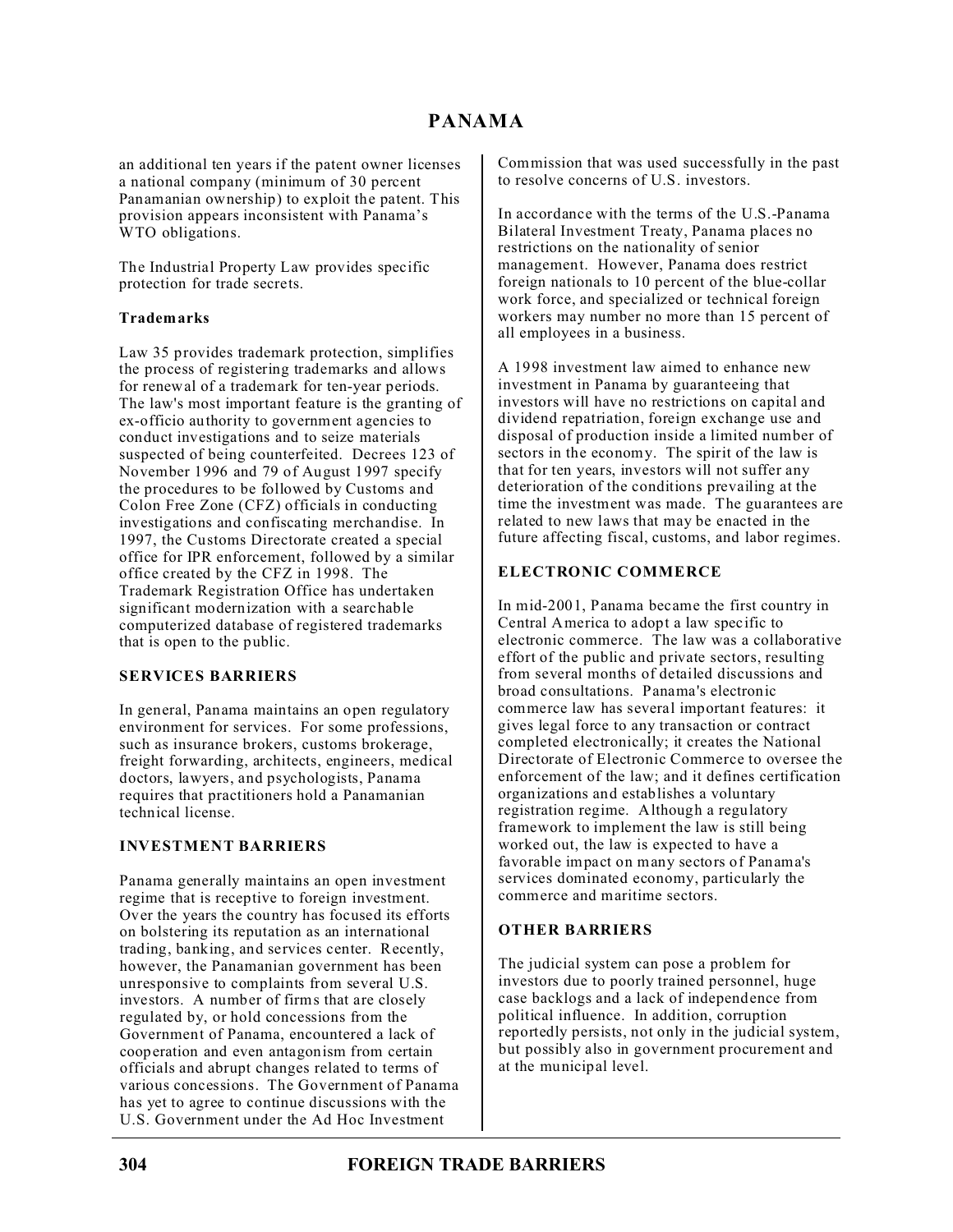an additional ten years if the patent owner licenses a national company (minimum of 30 percent Panamanian ownership) to exploit the patent. This provision appears inconsistent with Panama's WTO obligations.

The Industrial Property Law provides specific protection for trade secrets.

**Trademarks**

Law 35 provides trademark protection, simplifies the process of registering trademarks and allows for renewal of a trademark for ten-year periods. The law's most important feature is the granting of ex-officio authority to government agencies to conduct investigations and to seize materials suspected of being counterfeited. Decrees 123 of November 1996 and 79 of August 1997 specify the procedures to be followed by Customs and Colon Free Zone (CFZ) officials in conducting investigations and confiscating merchandise. In 1997, the Customs Directorate created a special office for IPR enforcement, followed by a similar office created by the CFZ in 1998. The Trademark Registration Office has undertaken significant modernization with a searchable computerized database of registered trademarks that is open to the public.

## SERVICES BARRIERS

In general, Panama maintains an open regulatory environment for services. For some professions, such as insurance brokers, customs brokerage, freight forwarding, architects, engineers, medical doctors, lawyers, and psychologists, Panama requires that practitioners hold a Panamanian technical license.

## INVESTMENT BARRIERS

Panama generally maintains an open investment regime that is receptive to foreign investment. Over the years the country has focused its efforts on bolstering its reputation as an international trading, banking, and services center. Recently, however, the Panamanian government has been unresponsive to complaints from several U.S. investors. A number of firms that are closely regulated by, or hold concessions from the Government of Panama, encountered a lack of cooperation and even antagonism from certain officials and abrupt changes related to terms of various concessions. The Government of Panama has yet to agree to continue discussions with the U.S. Government under the Ad Hoc Investment Commission that was used successfully in the past to resolve concerns of U.S. investors.

In accordance with the terms of the U.S.-Panama Bilateral Investment Treaty, Panama places no restrictions on the nationality of senior management. However, Panama does restrict foreign nationals to 10 percent of the blue-collar work force, and specialized or technical foreign workers may number no more than 15 percent of all employees in a business.

A 1998 investment law aimed to enhance new investment in Panama by guaranteeing that investors will have no restrictions on capital and dividend repatriation, foreign exchange use and disposal of production inside a limited number of sectors in the economy. The spirit of the law is that for ten years, investors will not suffer any deterioration of the conditions prevailing at the time the investment was made. The guarantees are related to new laws that may be enacted in the future affecting fiscal, customs, and labor regimes.

## ELECTRONIC COMMERCE

In mid-2001, Panama became the first country in Central America to adopt a law specific to electronic commerce. The law was a collaborative effort of the public and private sectors, resulting from several months of detailed discussions and broad consultations. Panama's electronic commerce law has several important features: it gives legal force to any transaction or contract completed electronically; it creates the National Directorate of Electronic Commerce to oversee the enforcement of the law; and it defines certification organizations and establishes a voluntary registration regime. Although a regulatory framework to implement the law is still being worked out, the law is expected to have a favorable impact on many sectors of Panama's services dominated economy, particularly the commerce and maritime sectors.

## OTHER BARRIERS

The judicial system can pose a problem for investors due to poorly trained personnel, huge case backlogs and a lack of independence from political influence. In addition, corruption reportedly persists, not only in the judicial system, but possibly also in government procurement and at the municipal level.